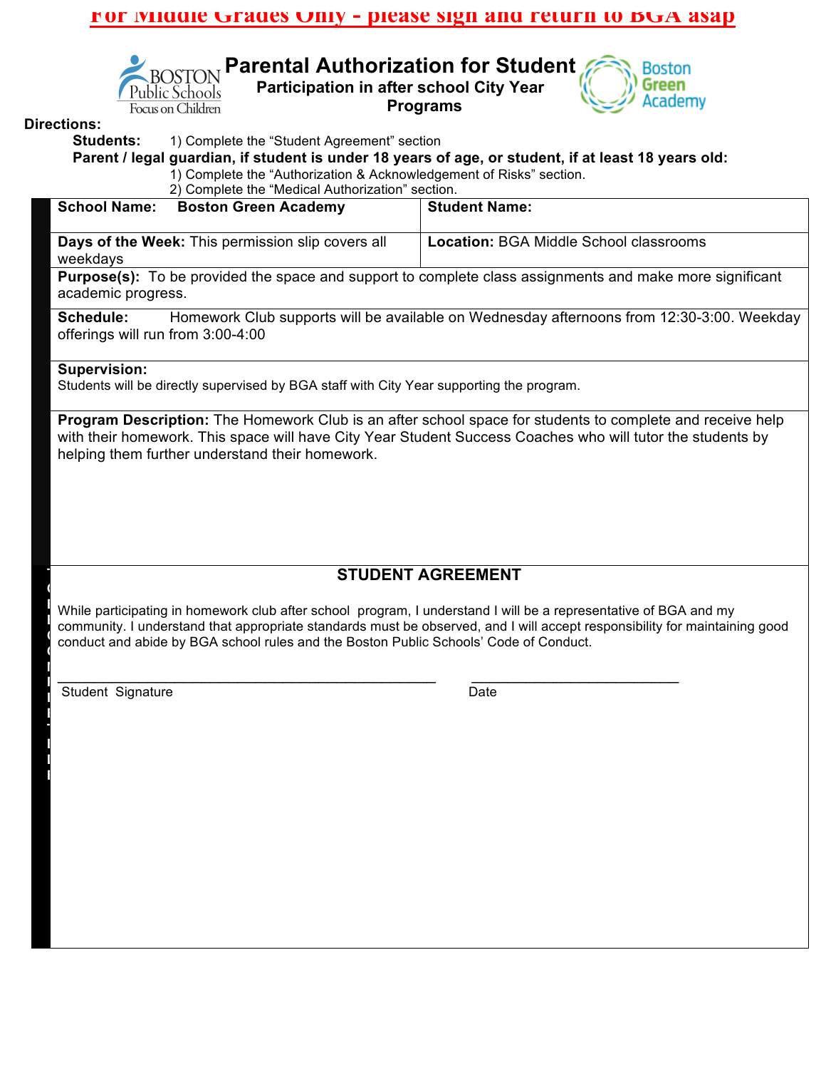**For Middle Grades Only - please sign and return to BGA asap**

# Parental Authorization for Student

### Participation in after school City Year Programs

**Directions:**

**Students:** 1) Complete the "Student Agreement" section

**Parent / legal guardian, if student is under 18 years of age, or student, if at least 18 years old:**

1) Complete the "Authorization & Acknowledgement of Risks" section.
2) Complete the "Medical Authorization" section.

| **School Name:** **Boston Green Academy** | **Student Name:** |
|---|---|
| **Days of the Week:** This permission slip covers all weekdays | **Location:** BGA Middle School classrooms |

**Purpose(s):** To be provided the space and support to complete class assignments and make more significant academic progress.

**Schedule:** Homework Club supports will be available on Wednesday afternoons from 12:30-3:00. Weekday offerings will run from 3:00-4:00

**Supervision:**
Students will be directly supervised by BGA staff with City Year supporting the program.

**Program Description:** The Homework Club is an after school space for students to complete and receive help with their homework. This space will have City Year Student Success Coaches who will tutor the students by helping them further understand their homework.

## STUDENT AGREEMENT

While participating in homework club after school program, I understand I will be a representative of BGA and my community. I understand that appropriate standards must be observed, and I will accept responsibility for maintaining good conduct and abide by BGA school rules and the Boston Public Schools' Code of Conduct.

_______________________________________________ ___________________________

Student Signature Date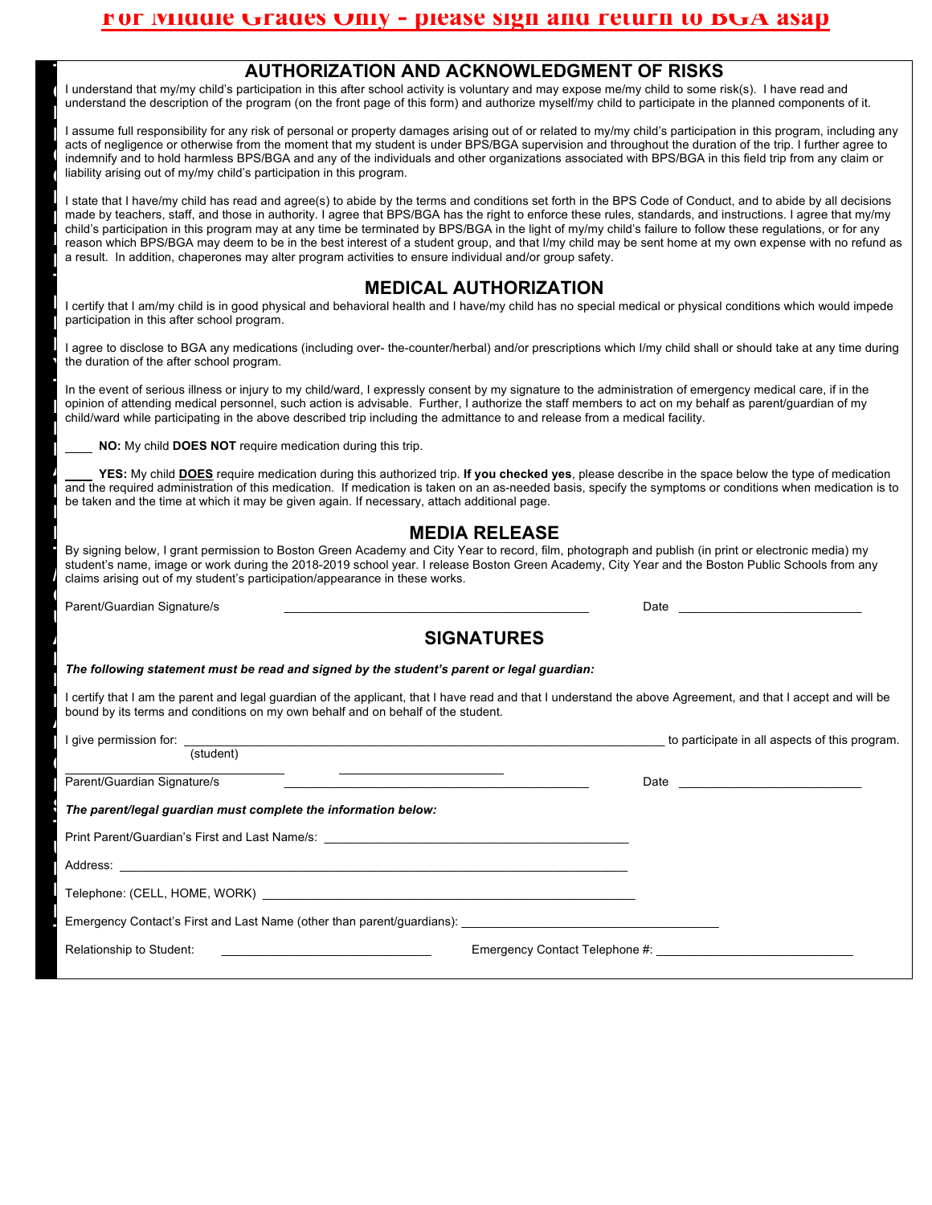**For Middle Grades Only - please sign and return to BGA asap**

## AUTHORIZATION AND ACKNOWLEDGMENT OF RISKS

I understand that my/my child's participation in this after school activity is voluntary and may expose me/my child to some risk(s). I have read and understand the description of the program (on the front page of this form) and authorize myself/my child to participate in the planned components of it.

I assume full responsibility for any risk of personal or property damages arising out of or related to my/my child's participation in this program, including any acts of negligence or otherwise from the moment that my student is under BPS/BGA supervision and throughout the duration of the trip. I further agree to indemnify and to hold harmless BPS/BGA and any of the individuals and other organizations associated with BPS/BGA in this field trip from any claim or liability arising out of my/my child's participation in this program.

I state that I have/my child has read and agree(s) to abide by the terms and conditions set forth in the BPS Code of Conduct, and to abide by all decisions made by teachers, staff, and those in authority. I agree that BPS/BGA has the right to enforce these rules, standards, and instructions. I agree that my/my child's participation in this program may at any time be terminated by BPS/BGA in the light of my/my child's failure to follow these regulations, or for any reason which BPS/BGA may deem to be in the best interest of a student group, and that I/my child may be sent home at my own expense with no refund as a result. In addition, chaperones may alter program activities to ensure individual and/or group safety.

## MEDICAL AUTHORIZATION

I certify that I am/my child is in good physical and behavioral health and I have/my child has no special medical or physical conditions which would impede participation in this after school program.

I agree to disclose to BGA any medications (including over- the-counter/herbal) and/or prescriptions which I/my child shall or should take at any time during the duration of the after school program.

In the event of serious illness or injury to my child/ward, I expressly consent by my signature to the administration of emergency medical care, if in the opinion of attending medical personnel, such action is advisable. Further, I authorize the staff members to act on my behalf as parent/guardian of my child/ward while participating in the above described trip including the admittance to and release from a medical facility.

____ **NO:** My child **DOES NOT** require medication during this trip.

____ **YES:** My child **DOES** require medication during this authorized trip. **If you checked yes**, please describe in the space below the type of medication and the required administration of this medication. If medication is taken on an as-needed basis, specify the symptoms or conditions when medication is to be taken and the time at which it may be given again. If necessary, attach additional page.

## MEDIA RELEASE

By signing below, I grant permission to Boston Green Academy and City Year to record, film, photograph and publish (in print or electronic media) my student's name, image or work during the 2018-2019 school year. I release Boston Green Academy, City Year and the Boston Public Schools from any claims arising out of my student's participation/appearance in these works.

Parent/Guardian Signature/s ______________________________ Date ____________________

## SIGNATURES

***The following statement must be read and signed by the student's parent or legal guardian:***

I certify that I am the parent and legal guardian of the applicant, that I have read and that I understand the above Agreement, and that I accept and will be bound by its terms and conditions on my own behalf and on behalf of the student.

I give permission for: ______________________________________________ to participate in all aspects of this program.
(student)

Parent/Guardian Signature/s ______________________________ Date ____________________

***The parent/legal guardian must complete the information below:***

Print Parent/Guardian's First and Last Name/s: ______________________________

Address: ______________________________________________

Telephone: (CELL, HOME, WORK) ______________________________

Emergency Contact's First and Last Name (other than parent/guardians): ______________________________

Relationship to Student: ____________________ Emergency Contact Telephone #: ____________________